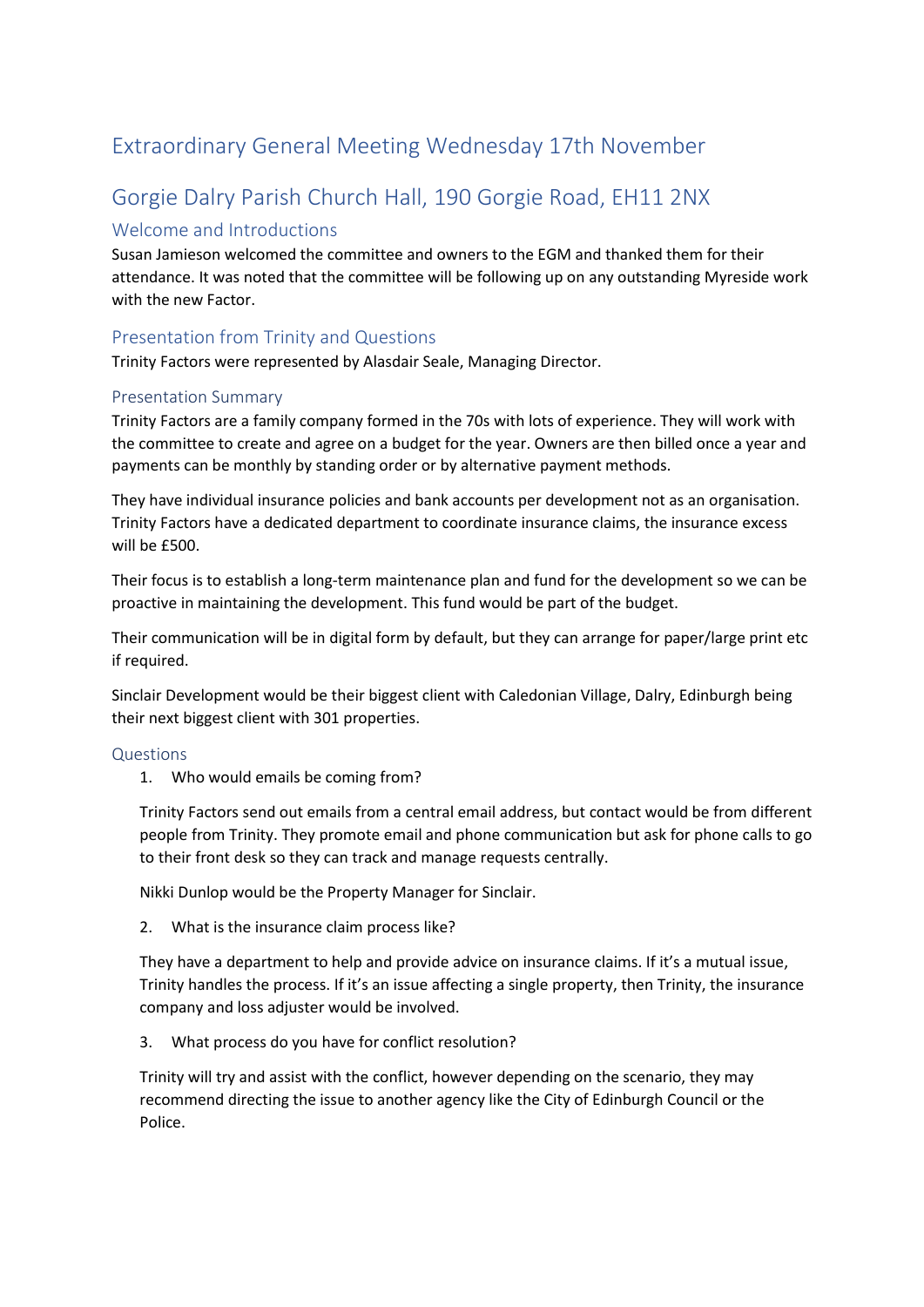# Extraordinary General Meeting Wednesday 17th November

# Gorgie Dalry Parish Church Hall, 190 Gorgie Road, EH11 2NX

## Welcome and Introductions

Susan Jamieson welcomed the committee and owners to the EGM and thanked them for their attendance. It was noted that the committee will be following up on any outstanding Myreside work with the new Factor.

## Presentation from Trinity and Questions

Trinity Factors were represented by Alasdair Seale, Managing Director.

## Presentation Summary

Trinity Factors are a family company formed in the 70s with lots of experience. They will work with the committee to create and agree on a budget for the year. Owners are then billed once a year and payments can be monthly by standing order or by alternative payment methods.

They have individual insurance policies and bank accounts per development not as an organisation. Trinity Factors have a dedicated department to coordinate insurance claims, the insurance excess will be £500.

Their focus is to establish a long-term maintenance plan and fund for the development so we can be proactive in maintaining the development. This fund would be part of the budget.

Their communication will be in digital form by default, but they can arrange for paper/large print etc if required.

Sinclair Development would be their biggest client with Caledonian Village, Dalry, Edinburgh being their next biggest client with 301 properties.

## Questions

1. Who would emails be coming from?

   Trinity Factors send out emails from a central email address, but contact would be from different people from Trinity. They promote email and phone communication but ask for phone calls to go to their front desk so they can track and manage requests centrally.

   Nikki Dunlop would be the Property Manager for Sinclair.

2. What is the insurance claim process like?

   They have a department to help and provide advice on insurance claims. If it's a mutual issue, Trinity handles the process. If it's an issue affecting a single property, then Trinity, the insurance company and loss adjuster would be involved.

3. What process do you have for conflict resolution?

   Trinity will try and assist with the conflict, however depending on the scenario, they may recommend directing the issue to another agency like the City of Edinburgh Council or the Police.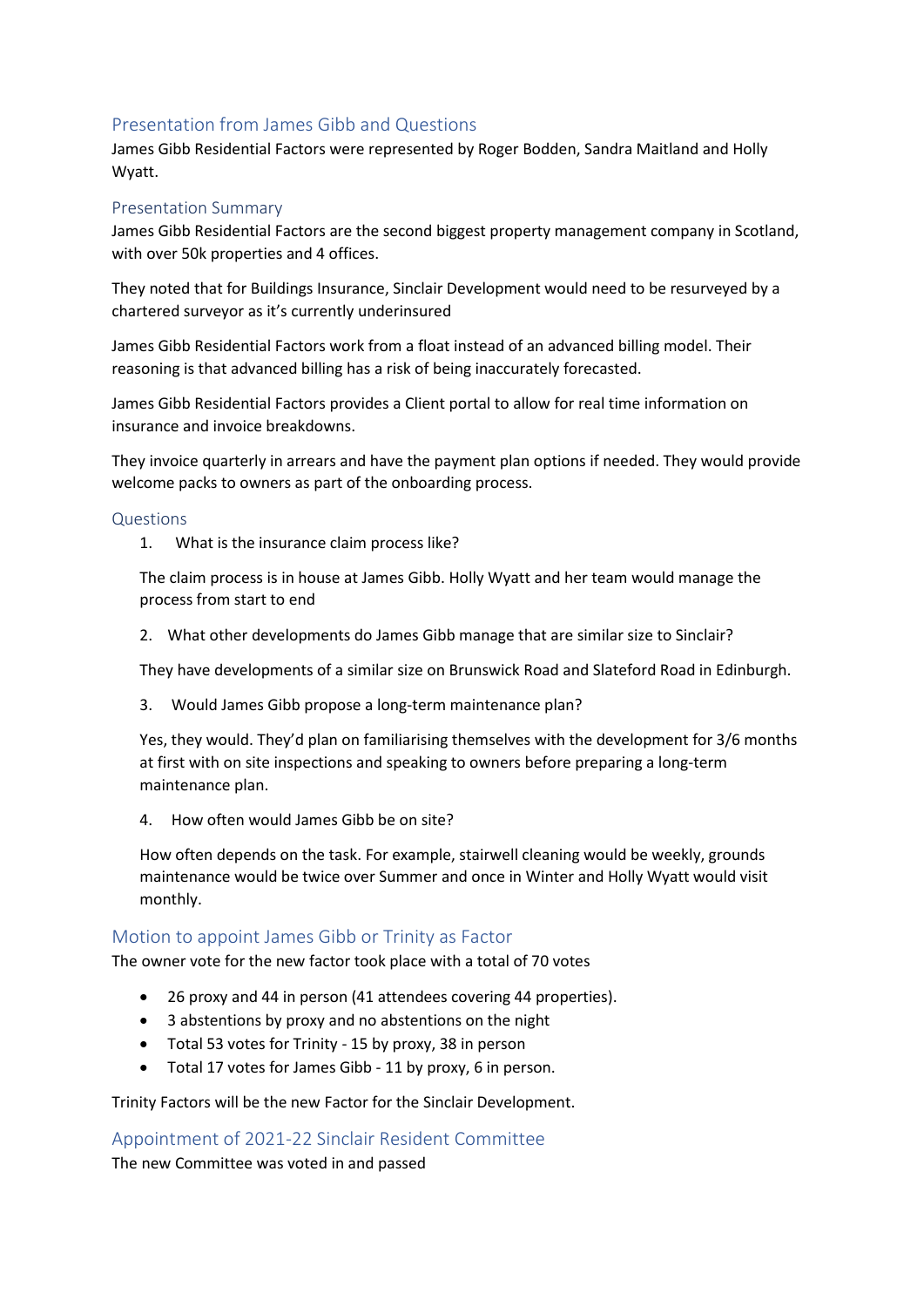## Presentation from James Gibb and Questions

James Gibb Residential Factors were represented by Roger Bodden, Sandra Maitland and Holly Wyatt.

### Presentation Summary

James Gibb Residential Factors are the second biggest property management company in Scotland, with over 50k properties and 4 offices.

They noted that for Buildings Insurance, Sinclair Development would need to be resurveyed by a chartered surveyor as it's currently underinsured

James Gibb Residential Factors work from a float instead of an advanced billing model. Their reasoning is that advanced billing has a risk of being inaccurately forecasted.

James Gibb Residential Factors provides a Client portal to allow for real time information on insurance and invoice breakdowns.

They invoice quarterly in arrears and have the payment plan options if needed. They would provide welcome packs to owners as part of the onboarding process.

### Questions

1. What is the insurance claim process like?

   The claim process is in house at James Gibb. Holly Wyatt and her team would manage the process from start to end

2. What other developments do James Gibb manage that are similar size to Sinclair?

   They have developments of a similar size on Brunswick Road and Slateford Road in Edinburgh.

3. Would James Gibb propose a long-term maintenance plan?

   Yes, they would. They'd plan on familiarising themselves with the development for 3/6 months at first with on site inspections and speaking to owners before preparing a long-term maintenance plan.

4. How often would James Gibb be on site?

   How often depends on the task. For example, stairwell cleaning would be weekly, grounds maintenance would be twice over Summer and once in Winter and Holly Wyatt would visit monthly.

## Motion to appoint James Gibb or Trinity as Factor

The owner vote for the new factor took place with a total of 70 votes

- 26 proxy and 44 in person (41 attendees covering 44 properties).
- 3 abstentions by proxy and no abstentions on the night
- Total 53 votes for Trinity - 15 by proxy, 38 in person
- Total 17 votes for James Gibb - 11 by proxy, 6 in person.

Trinity Factors will be the new Factor for the Sinclair Development.

## Appointment of 2021-22 Sinclair Resident Committee

The new Committee was voted in and passed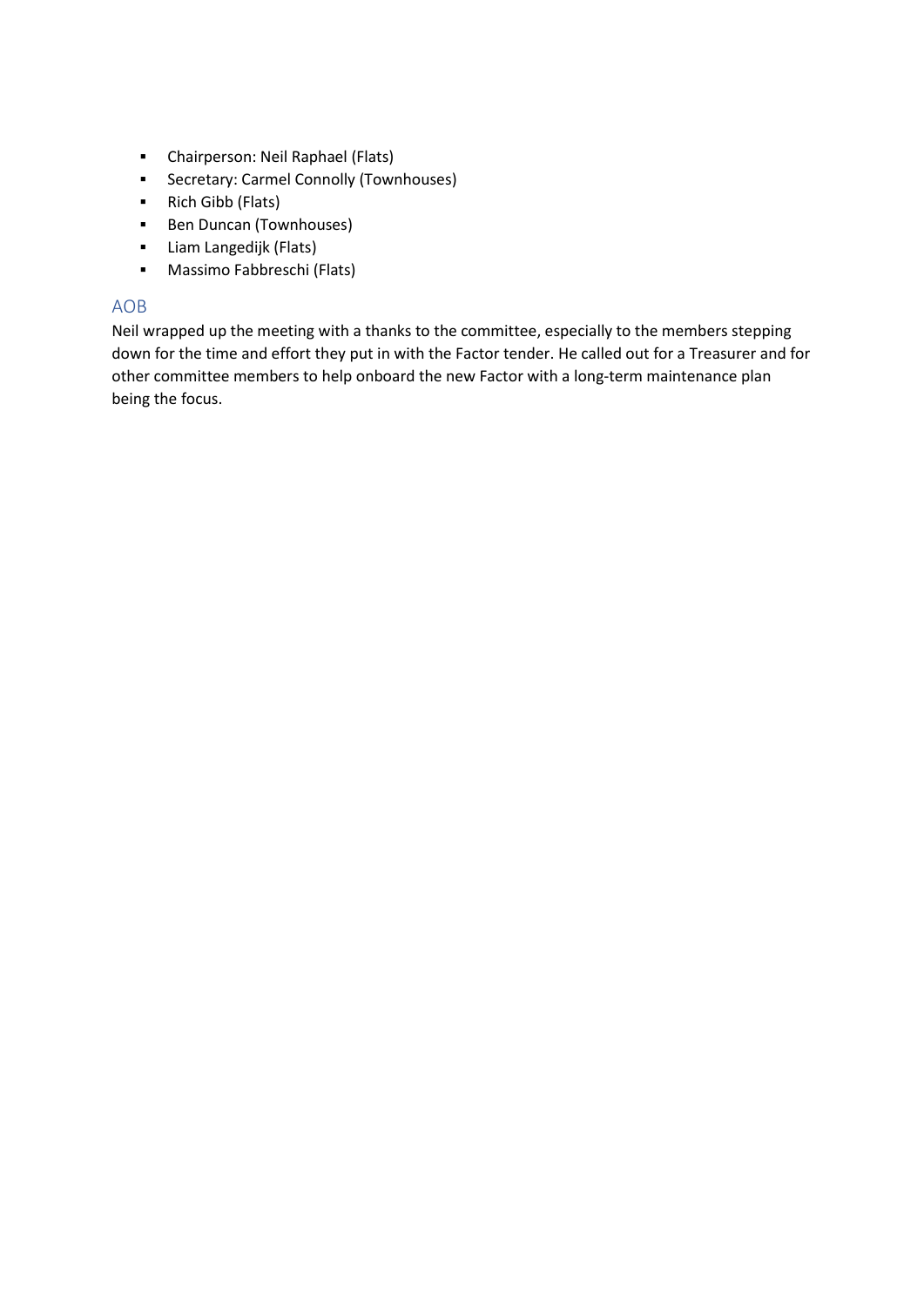- Chairperson: Neil Raphael (Flats)
- Secretary: Carmel Connolly (Townhouses)
- Rich Gibb (Flats)
- Ben Duncan (Townhouses)
- Liam Langedijk (Flats)
- Massimo Fabbreschi (Flats)

## AOB

Neil wrapped up the meeting with a thanks to the committee, especially to the members stepping down for the time and effort they put in with the Factor tender. He called out for a Treasurer and for other committee members to help onboard the new Factor with a long-term maintenance plan being the focus.